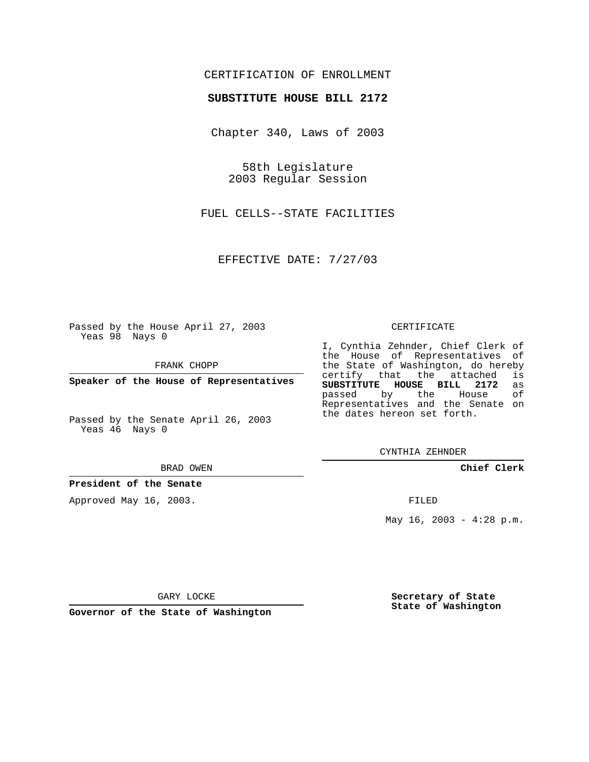CERTIFICATION OF ENROLLMENT

**SUBSTITUTE HOUSE BILL 2172**

Chapter 340, Laws of 2003

58th Legislature
2003 Regular Session

FUEL CELLS--STATE FACILITIES

EFFECTIVE DATE: 7/27/03

Passed by the House April 27, 2003
Yeas 98 Nays 0

FRANK CHOPP

**Speaker of the House of Representatives**

Passed by the Senate April 26, 2003
Yeas 46 Nays 0

BRAD OWEN

**President of the Senate**

Approved May 16, 2003.

GARY LOCKE

**Governor of the State of Washington**

CERTIFICATE

I, Cynthia Zehnder, Chief Clerk of the House of Representatives of the State of Washington, do hereby certify that the attached is **SUBSTITUTE HOUSE BILL 2172** as passed by the House of Representatives and the Senate on the dates hereon set forth.

CYNTHIA ZEHNDER

**Chief Clerk**

FILED

May 16, 2003 - 4:28 p.m.

**Secretary of State**
**State of Washington**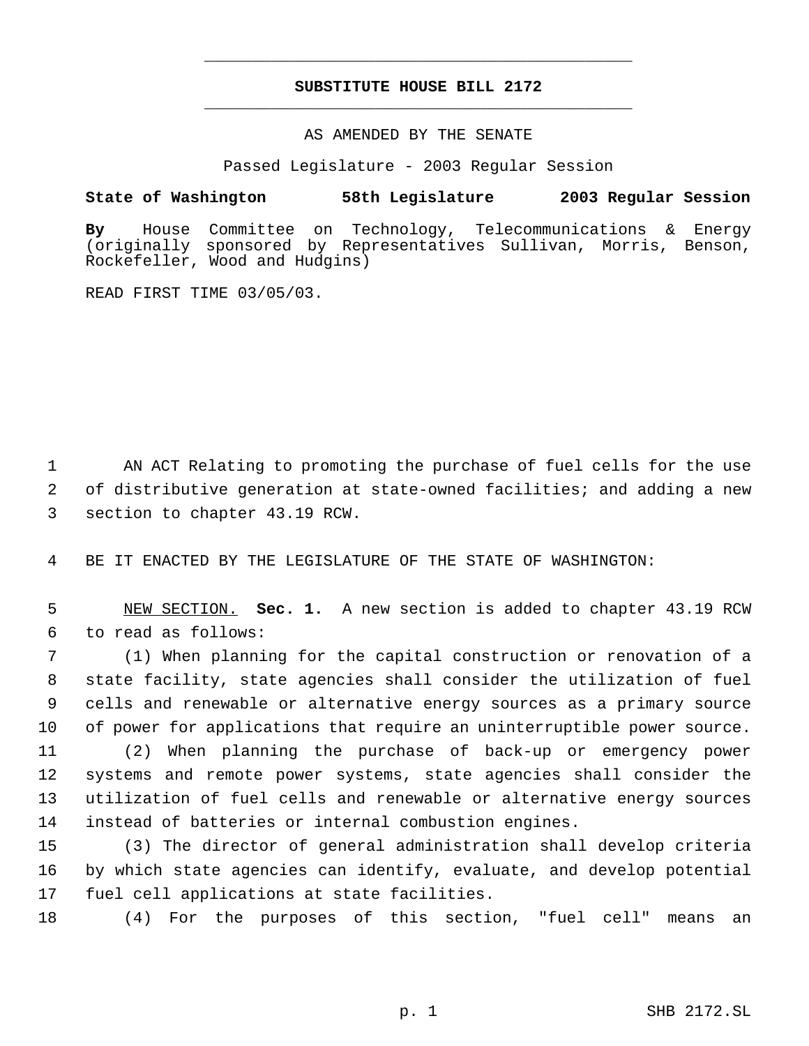# SUBSTITUTE HOUSE BILL 2172

AS AMENDED BY THE SENATE

Passed Legislature - 2003 Regular Session

**State of Washington 58th Legislature 2003 Regular Session**

**By** House Committee on Technology, Telecommunications & Energy (originally sponsored by Representatives Sullivan, Morris, Benson, Rockefeller, Wood and Hudgins)

READ FIRST TIME 03/05/03.

AN ACT Relating to promoting the purchase of fuel cells for the use of distributive generation at state-owned facilities; and adding a new section to chapter 43.19 RCW.

BE IT ENACTED BY THE LEGISLATURE OF THE STATE OF WASHINGTON:

NEW SECTION. **Sec. 1.** A new section is added to chapter 43.19 RCW to read as follows:

(1) When planning for the capital construction or renovation of a state facility, state agencies shall consider the utilization of fuel cells and renewable or alternative energy sources as a primary source of power for applications that require an uninterruptible power source.

(2) When planning the purchase of back-up or emergency power systems and remote power systems, state agencies shall consider the utilization of fuel cells and renewable or alternative energy sources instead of batteries or internal combustion engines.

(3) The director of general administration shall develop criteria by which state agencies can identify, evaluate, and develop potential fuel cell applications at state facilities.

(4) For the purposes of this section, "fuel cell" means an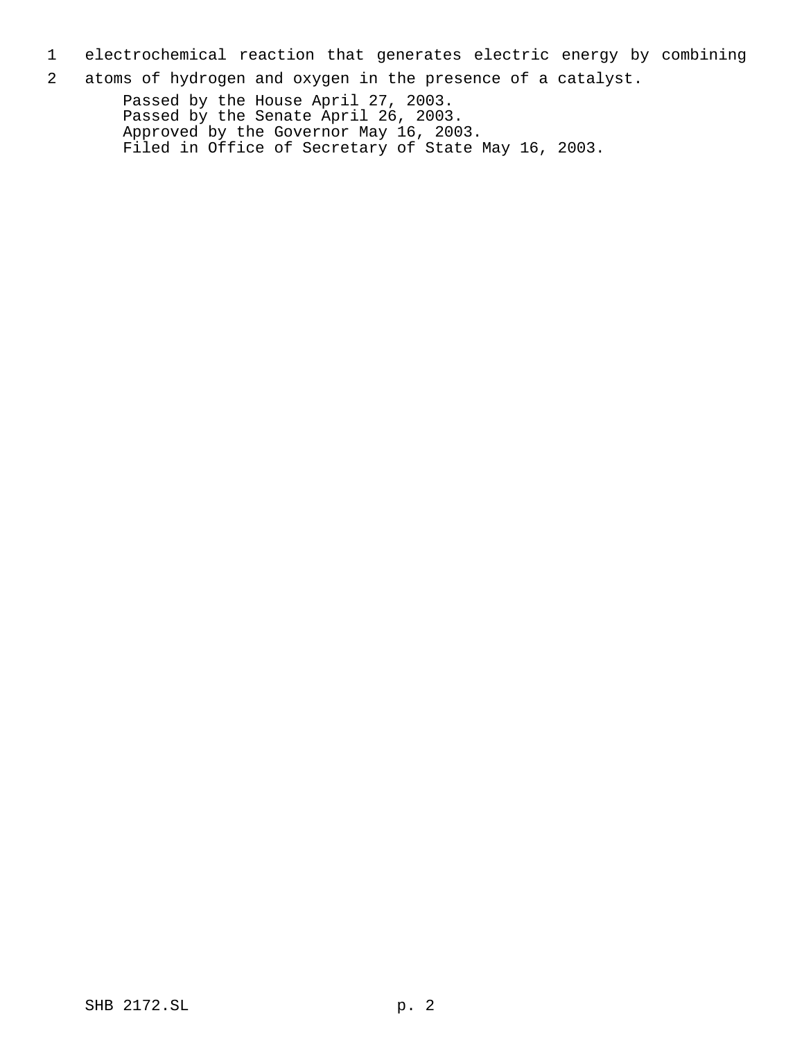electrochemical reaction that generates electric energy by combining atoms of hydrogen and oxygen in the presence of a catalyst.

Passed by the House April 27, 2003.
Passed by the Senate April 26, 2003.
Approved by the Governor May 16, 2003.
Filed in Office of Secretary of State May 16, 2003.